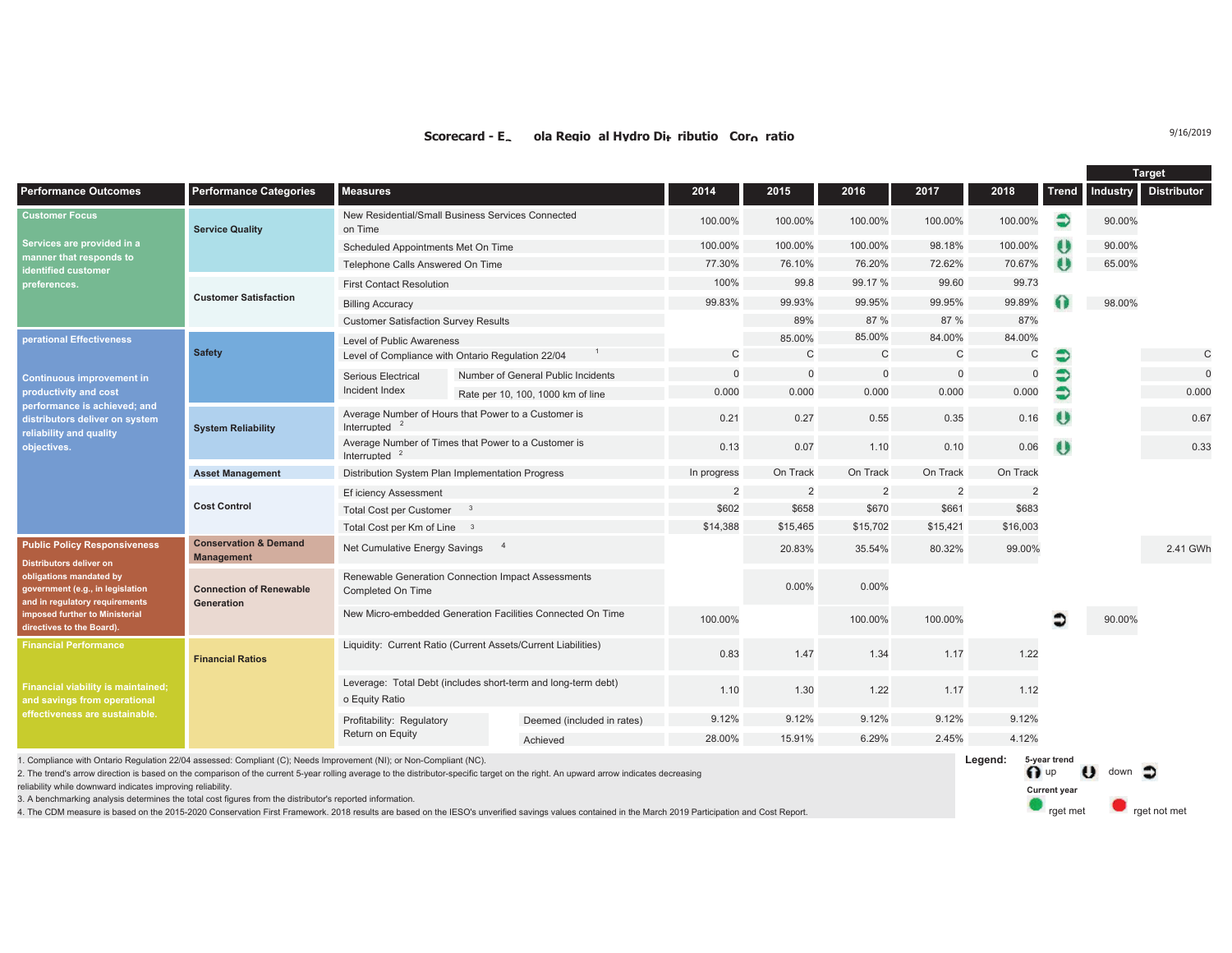# Scorecard - E_ ola Regio al Hydro Di+ ributio Cor_n ratio

9/16/2019

| Performance Outcomes | Performance Categories | Measures | | 2014 | 2015 | 2016 | 2017 | 2018 | Trend | Target Industry | Target Distributor |
|---|---|---|---|---|---|---|---|---|---|---|---|
| **Customer Focus** Services are provided in a manner that responds to identified customer preferences. | Service Quality | New Residential/Small Business Services Connected on Time | | 100.00% | 100.00% | 100.00% | 100.00% | 100.00% | | 90.00% | |
| | | Scheduled Appointments Met On Time | | 100.00% | 100.00% | 100.00% | 98.18% | 100.00% | | 90.00% | |
| | | Telephone Calls Answered On Time | | 77.30% | 76.10% | 76.20% | 72.62% | 70.67% | | 65.00% | |
| | Customer Satisfaction | First Contact Resolution | | 100% | 99.8 | 99.17 % | 99.60 | 99.73 | | | |
| | | Billing Accuracy | | 99.83% | 99.93% | 99.95% | 99.95% | 99.89% | | 98.00% | |
| | | Customer Satisfaction Survey Results | | | 89% | 87 % | 87 % | 87% | | | |
| **perational Effectiveness** Continuous improvement in productivity and cost performance is achieved; and distributors deliver on system reliability and quality objectives. | Safety | Level of Public Awareness | | | 85.00% | 85.00% | 84.00% | 84.00% | | | |
| | | Level of Compliance with Ontario Regulation 22/04 [1] | | C | C | C | C | C | | | C |
| | | Serious Electrical Incident Index | Number of General Public Incidents | 0 | 0 | 0 | 0 | 0 | | | 0 |
| | | | Rate per 10, 100, 1000 km of line | 0.000 | 0.000 | 0.000 | 0.000 | 0.000 | | | 0.000 |
| | System Reliability | Average Number of Hours that Power to a Customer is Interrupted [2] | | 0.21 | 0.27 | 0.55 | 0.35 | 0.16 | | | 0.67 |
| | | Average Number of Times that Power to a Customer is Interrupted [2] | | 0.13 | 0.07 | 1.10 | 0.10 | 0.06 | | | 0.33 |
| | Asset Management | Distribution System Plan Implementation Progress | | In progress | On Track | On Track | On Track | On Track | | | |
| | Cost Control | Ef iciency Assessment | | 2 | 2 | 2 | 2 | 2 | | | |
| | | Total Cost per Customer [3] | | $602 | $658 | $670 | $661 | $683 | | | |
| | | Total Cost per Km of Line [3] | | $14,388 | $15,465 | $15,702 | $15,421 | $16,003 | | | |
| **Public Policy Responsiveness** Distributors deliver on obligations mandated by government (e.g., in legislation and in regulatory requirements imposed further to Ministerial directives to the Board). | Conservation & Demand Management | Net Cumulative Energy Savings [4] | | | 20.83% | 35.54% | 80.32% | 99.00% | | | 2.41 GWh |
| | Connection of Renewable Generation | Renewable Generation Connection Impact Assessments Completed On Time | | | 0.00% | 0.00% | | | | | |
| | | New Micro-embedded Generation Facilities Connected On Time | | 100.00% | | 100.00% | 100.00% | | | 90.00% | |
| **Financial Performance** Financial viability is maintained; and savings from operational effectiveness are sustainable. | Financial Ratios | Liquidity: Current Ratio (Current Assets/Current Liabilities) | | 0.83 | 1.47 | 1.34 | 1.17 | 1.22 | | | |
| | | Leverage: Total Debt (includes short-term and long-term debt) o Equity Ratio | | 1.10 | 1.30 | 1.22 | 1.17 | 1.12 | | | |
| | | Profitability: Regulatory Return on Equity | Deemed (included in rates) | 9.12% | 9.12% | 9.12% | 9.12% | 9.12% | | | |
| | | | Achieved | 28.00% | 15.91% | 6.29% | 2.45% | 4.12% | | | |

1. Compliance with Ontario Regulation 22/04 assessed: Compliant (C); Needs Improvement (NI); or Non-Compliant (NC).
2. The trend's arrow direction is based on the comparison of the current 5-year rolling average to the distributor-specific target on the right. An upward arrow indicates decreasing reliability while downward indicates improving reliability.
3. A benchmarking analysis determines the total cost figures from the distributor's reported information.
4. The CDM measure is based on the 2015-2020 Conservation First Framework. 2018 results are based on the IESO's unverified savings values contained in the March 2019 Participation and Cost Report.

Legend: 5-year trend: up, down, flat. Current year: rget met, rget not met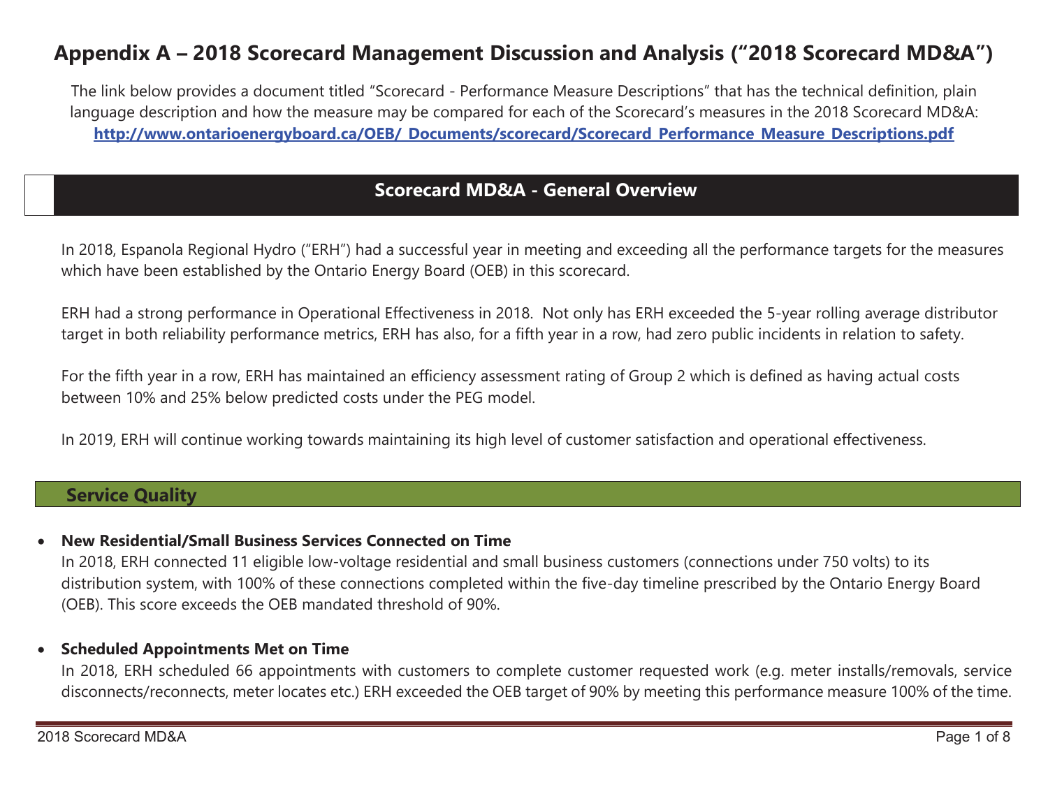# Appendix A – 2018 Scorecard Management Discussion and Analysis ("2018 Scorecard MD&A")

The link below provides a document titled "Scorecard - Performance Measure Descriptions" that has the technical definition, plain language description and how the measure may be compared for each of the Scorecard's measures in the 2018 Scorecard MD&A: **http://www.ontarioenergyboard.ca/OEB/_Documents/scorecard/Scorecard_Performance_Measure_Descriptions.pdf**

## Scorecard MD&A - General Overview

In 2018, Espanola Regional Hydro ("ERH") had a successful year in meeting and exceeding all the performance targets for the measures which have been established by the Ontario Energy Board (OEB) in this scorecard.

ERH had a strong performance in Operational Effectiveness in 2018. Not only has ERH exceeded the 5-year rolling average distributor target in both reliability performance metrics, ERH has also, for a fifth year in a row, had zero public incidents in relation to safety.

For the fifth year in a row, ERH has maintained an efficiency assessment rating of Group 2 which is defined as having actual costs between 10% and 25% below predicted costs under the PEG model.

In 2019, ERH will continue working towards maintaining its high level of customer satisfaction and operational effectiveness.

## Service Quality

- **New Residential/Small Business Services Connected on Time**
  In 2018, ERH connected 11 eligible low-voltage residential and small business customers (connections under 750 volts) to its distribution system, with 100% of these connections completed within the five-day timeline prescribed by the Ontario Energy Board (OEB). This score exceeds the OEB mandated threshold of 90%.

- **Scheduled Appointments Met on Time**
  In 2018, ERH scheduled 66 appointments with customers to complete customer requested work (e.g. meter installs/removals, service disconnects/reconnects, meter locates etc.) ERH exceeded the OEB target of 90% by meeting this performance measure 100% of the time.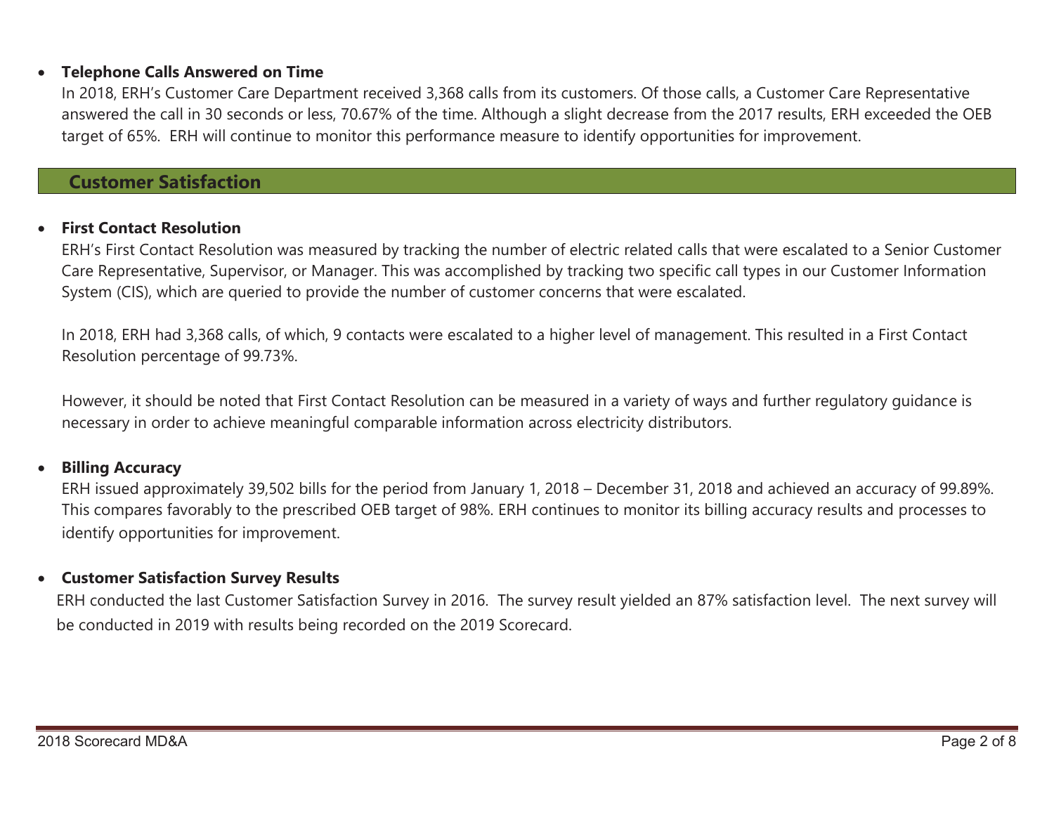- **Telephone Calls Answered on Time**

  In 2018, ERH's Customer Care Department received 3,368 calls from its customers. Of those calls, a Customer Care Representative answered the call in 30 seconds or less, 70.67% of the time. Although a slight decrease from the 2017 results, ERH exceeded the OEB target of 65%. ERH will continue to monitor this performance measure to identify opportunities for improvement.

## Customer Satisfaction

- **First Contact Resolution**

  ERH's First Contact Resolution was measured by tracking the number of electric related calls that were escalated to a Senior Customer Care Representative, Supervisor, or Manager. This was accomplished by tracking two specific call types in our Customer Information System (CIS), which are queried to provide the number of customer concerns that were escalated.

  In 2018, ERH had 3,368 calls, of which, 9 contacts were escalated to a higher level of management. This resulted in a First Contact Resolution percentage of 99.73%.

  However, it should be noted that First Contact Resolution can be measured in a variety of ways and further regulatory guidance is necessary in order to achieve meaningful comparable information across electricity distributors.

- **Billing Accuracy**

  ERH issued approximately 39,502 bills for the period from January 1, 2018 – December 31, 2018 and achieved an accuracy of 99.89%. This compares favorably to the prescribed OEB target of 98%. ERH continues to monitor its billing accuracy results and processes to identify opportunities for improvement.

- **Customer Satisfaction Survey Results**

  ERH conducted the last Customer Satisfaction Survey in 2016. The survey result yielded an 87% satisfaction level. The next survey will be conducted in 2019 with results being recorded on the 2019 Scorecard.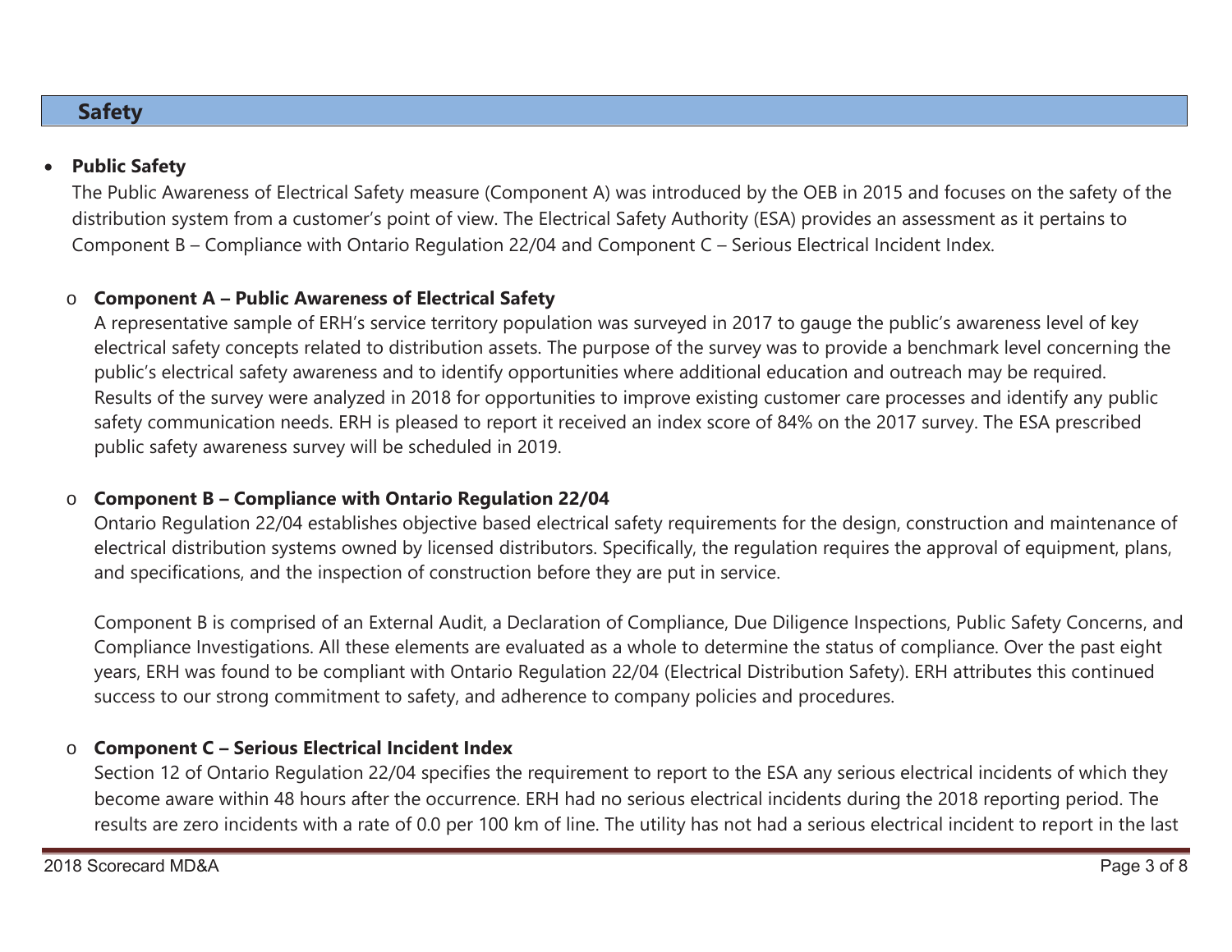## Safety

- **Public Safety**

  The Public Awareness of Electrical Safety measure (Component A) was introduced by the OEB in 2015 and focuses on the safety of the distribution system from a customer's point of view. The Electrical Safety Authority (ESA) provides an assessment as it pertains to Component B – Compliance with Ontario Regulation 22/04 and Component C – Serious Electrical Incident Index.

  - **Component A – Public Awareness of Electrical Safety**

    A representative sample of ERH's service territory population was surveyed in 2017 to gauge the public's awareness level of key electrical safety concepts related to distribution assets. The purpose of the survey was to provide a benchmark level concerning the public's electrical safety awareness and to identify opportunities where additional education and outreach may be required. Results of the survey were analyzed in 2018 for opportunities to improve existing customer care processes and identify any public safety communication needs. ERH is pleased to report it received an index score of 84% on the 2017 survey. The ESA prescribed public safety awareness survey will be scheduled in 2019.

  - **Component B – Compliance with Ontario Regulation 22/04**

    Ontario Regulation 22/04 establishes objective based electrical safety requirements for the design, construction and maintenance of electrical distribution systems owned by licensed distributors. Specifically, the regulation requires the approval of equipment, plans, and specifications, and the inspection of construction before they are put in service.

    Component B is comprised of an External Audit, a Declaration of Compliance, Due Diligence Inspections, Public Safety Concerns, and Compliance Investigations. All these elements are evaluated as a whole to determine the status of compliance. Over the past eight years, ERH was found to be compliant with Ontario Regulation 22/04 (Electrical Distribution Safety). ERH attributes this continued success to our strong commitment to safety, and adherence to company policies and procedures.

  - **Component C – Serious Electrical Incident Index**

    Section 12 of Ontario Regulation 22/04 specifies the requirement to report to the ESA any serious electrical incidents of which they become aware within 48 hours after the occurrence. ERH had no serious electrical incidents during the 2018 reporting period. The results are zero incidents with a rate of 0.0 per 100 km of line. The utility has not had a serious electrical incident to report in the last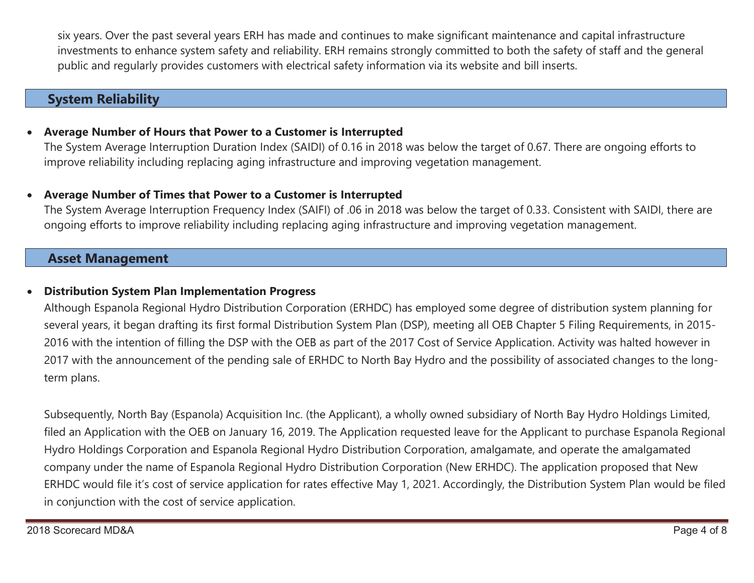six years. Over the past several years ERH has made and continues to make significant maintenance and capital infrastructure investments to enhance system safety and reliability. ERH remains strongly committed to both the safety of staff and the general public and regularly provides customers with electrical safety information via its website and bill inserts.

## System Reliability

- **Average Number of Hours that Power to a Customer is Interrupted**
  The System Average Interruption Duration Index (SAIDI) of 0.16 in 2018 was below the target of 0.67. There are ongoing efforts to improve reliability including replacing aging infrastructure and improving vegetation management.

- **Average Number of Times that Power to a Customer is Interrupted**
  The System Average Interruption Frequency Index (SAIFI) of .06 in 2018 was below the target of 0.33. Consistent with SAIDI, there are ongoing efforts to improve reliability including replacing aging infrastructure and improving vegetation management.

## Asset Management

- **Distribution System Plan Implementation Progress**
  Although Espanola Regional Hydro Distribution Corporation (ERHDC) has employed some degree of distribution system planning for several years, it began drafting its first formal Distribution System Plan (DSP), meeting all OEB Chapter 5 Filing Requirements, in 2015-2016 with the intention of filling the DSP with the OEB as part of the 2017 Cost of Service Application. Activity was halted however in 2017 with the announcement of the pending sale of ERHDC to North Bay Hydro and the possibility of associated changes to the long-term plans.

  Subsequently, North Bay (Espanola) Acquisition Inc. (the Applicant), a wholly owned subsidiary of North Bay Hydro Holdings Limited, filed an Application with the OEB on January 16, 2019. The Application requested leave for the Applicant to purchase Espanola Regional Hydro Holdings Corporation and Espanola Regional Hydro Distribution Corporation, amalgamate, and operate the amalgamated company under the name of Espanola Regional Hydro Distribution Corporation (New ERHDC). The application proposed that New ERHDC would file it's cost of service application for rates effective May 1, 2021. Accordingly, the Distribution System Plan would be filed in conjunction with the cost of service application.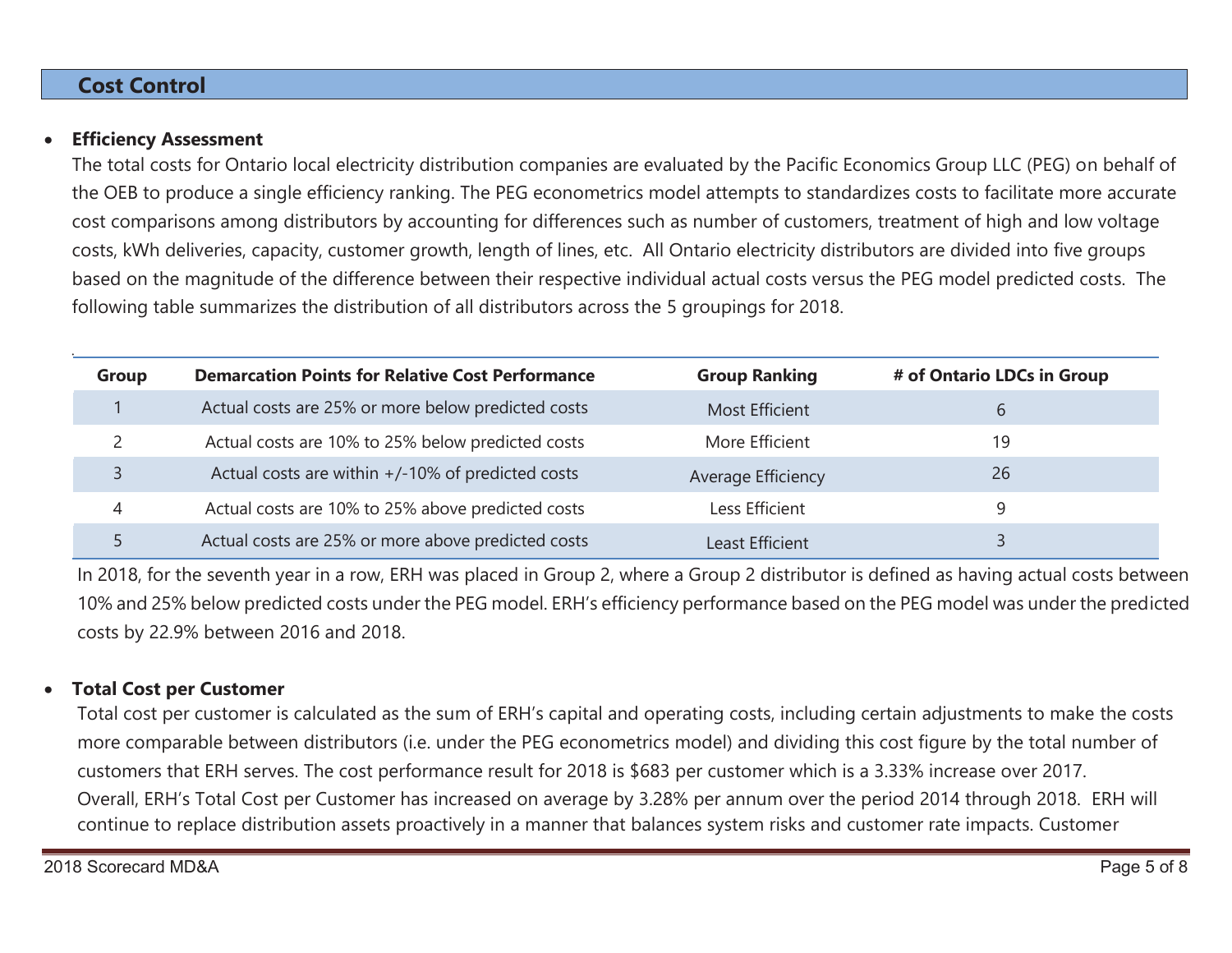## Cost Control

- **Efficiency Assessment**

  The total costs for Ontario local electricity distribution companies are evaluated by the Pacific Economics Group LLC (PEG) on behalf of the OEB to produce a single efficiency ranking. The PEG econometrics model attempts to standardizes costs to facilitate more accurate cost comparisons among distributors by accounting for differences such as number of customers, treatment of high and low voltage costs, kWh deliveries, capacity, customer growth, length of lines, etc. All Ontario electricity distributors are divided into five groups based on the magnitude of the difference between their respective individual actual costs versus the PEG model predicted costs. The following table summarizes the distribution of all distributors across the 5 groupings for 2018.

| Group | Demarcation Points for Relative Cost Performance | Group Ranking | # of Ontario LDCs in Group |
|---|---|---|---|
| 1 | Actual costs are 25% or more below predicted costs | Most Efficient | 6 |
| 2 | Actual costs are 10% to 25% below predicted costs | More Efficient | 19 |
| 3 | Actual costs are within +/-10% of predicted costs | Average Efficiency | 26 |
| 4 | Actual costs are 10% to 25% above predicted costs | Less Efficient | 9 |
| 5 | Actual costs are 25% or more above predicted costs | Least Efficient | 3 |

  In 2018, for the seventh year in a row, ERH was placed in Group 2, where a Group 2 distributor is defined as having actual costs between 10% and 25% below predicted costs under the PEG model. ERH's efficiency performance based on the PEG model was under the predicted costs by 22.9% between 2016 and 2018.

- **Total Cost per Customer**

  Total cost per customer is calculated as the sum of ERH's capital and operating costs, including certain adjustments to make the costs more comparable between distributors (i.e. under the PEG econometrics model) and dividing this cost figure by the total number of customers that ERH serves. The cost performance result for 2018 is $683 per customer which is a 3.33% increase over 2017.
  Overall, ERH's Total Cost per Customer has increased on average by 3.28% per annum over the period 2014 through 2018. ERH will continue to replace distribution assets proactively in a manner that balances system risks and customer rate impacts. Customer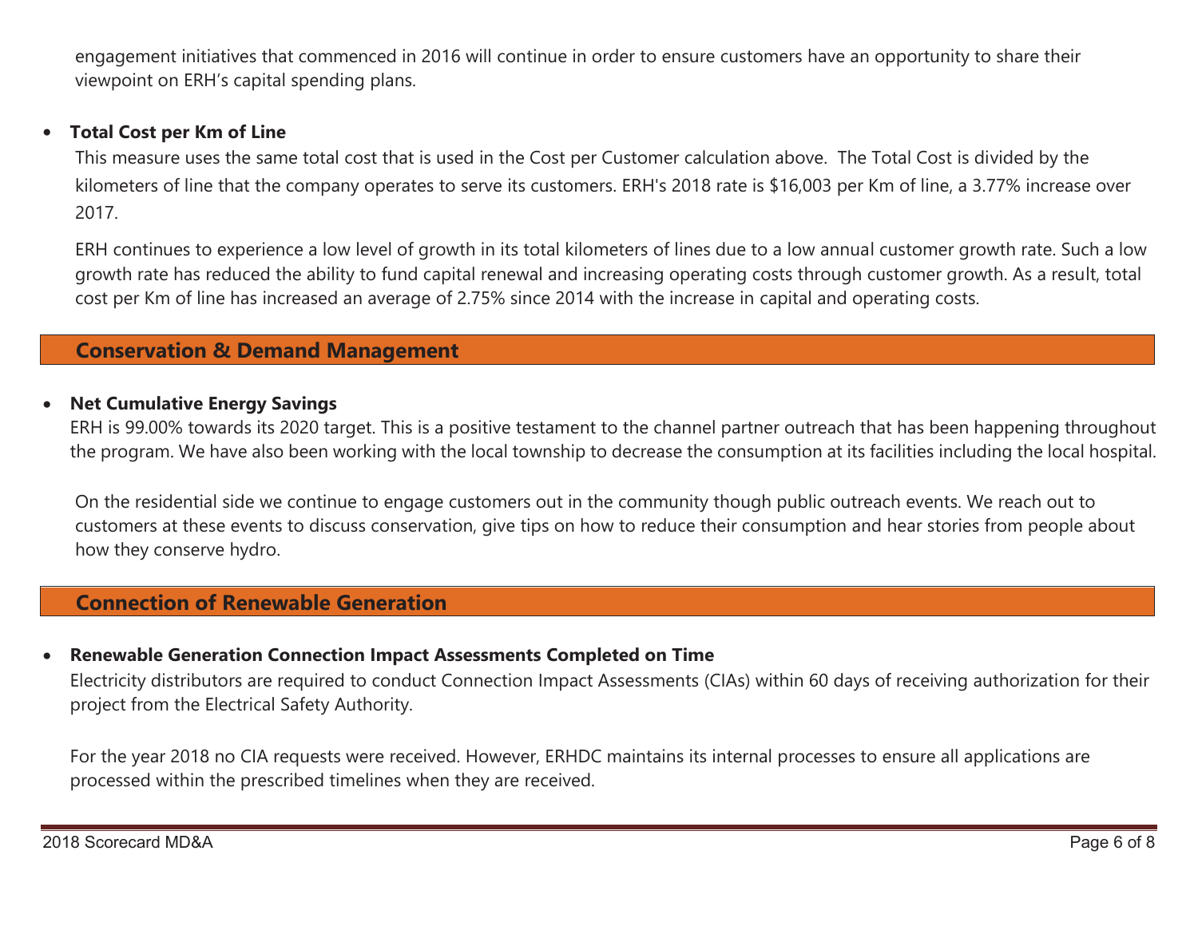engagement initiatives that commenced in 2016 will continue in order to ensure customers have an opportunity to share their viewpoint on ERH's capital spending plans.

- **Total Cost per Km of Line**

  This measure uses the same total cost that is used in the Cost per Customer calculation above. The Total Cost is divided by the kilometers of line that the company operates to serve its customers. ERH's 2018 rate is $16,003 per Km of line, a 3.77% increase over 2017.

  ERH continues to experience a low level of growth in its total kilometers of lines due to a low annual customer growth rate. Such a low growth rate has reduced the ability to fund capital renewal and increasing operating costs through customer growth. As a result, total cost per Km of line has increased an average of 2.75% since 2014 with the increase in capital and operating costs.

## Conservation & Demand Management

- **Net Cumulative Energy Savings**

  ERH is 99.00% towards its 2020 target. This is a positive testament to the channel partner outreach that has been happening throughout the program. We have also been working with the local township to decrease the consumption at its facilities including the local hospital.

  On the residential side we continue to engage customers out in the community though public outreach events. We reach out to customers at these events to discuss conservation, give tips on how to reduce their consumption and hear stories from people about how they conserve hydro.

## Connection of Renewable Generation

- **Renewable Generation Connection Impact Assessments Completed on Time**

  Electricity distributors are required to conduct Connection Impact Assessments (CIAs) within 60 days of receiving authorization for their project from the Electrical Safety Authority.

  For the year 2018 no CIA requests were received. However, ERHDC maintains its internal processes to ensure all applications are processed within the prescribed timelines when they are received.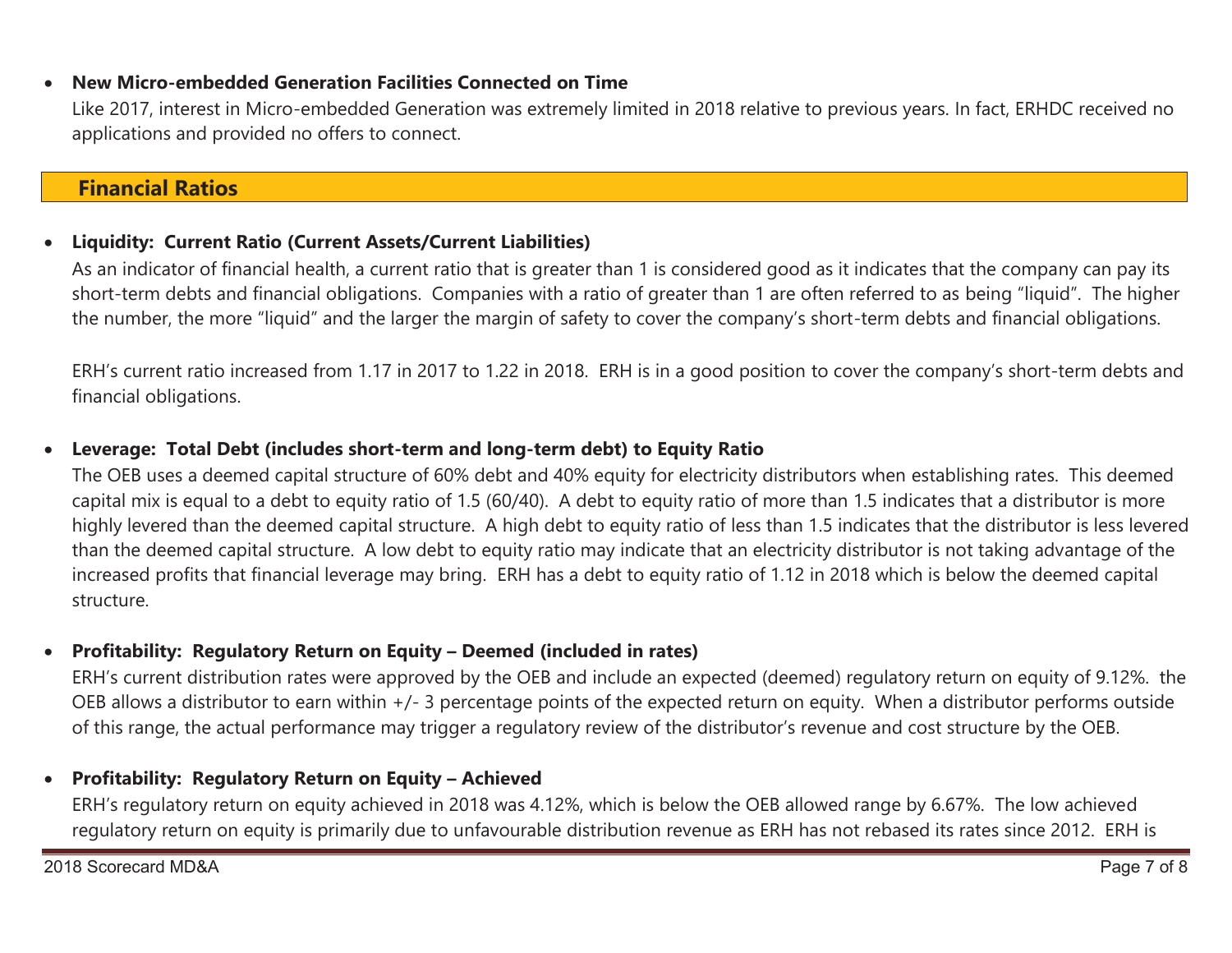- **New Micro-embedded Generation Facilities Connected on Time**

  Like 2017, interest in Micro-embedded Generation was extremely limited in 2018 relative to previous years. In fact, ERHDC received no applications and provided no offers to connect.

## Financial Ratios

- **Liquidity: Current Ratio (Current Assets/Current Liabilities)**

  As an indicator of financial health, a current ratio that is greater than 1 is considered good as it indicates that the company can pay its short-term debts and financial obligations. Companies with a ratio of greater than 1 are often referred to as being "liquid". The higher the number, the more "liquid" and the larger the margin of safety to cover the company's short-term debts and financial obligations.

  ERH's current ratio increased from 1.17 in 2017 to 1.22 in 2018. ERH is in a good position to cover the company's short-term debts and financial obligations.

- **Leverage: Total Debt (includes short-term and long-term debt) to Equity Ratio**

  The OEB uses a deemed capital structure of 60% debt and 40% equity for electricity distributors when establishing rates. This deemed capital mix is equal to a debt to equity ratio of 1.5 (60/40). A debt to equity ratio of more than 1.5 indicates that a distributor is more highly levered than the deemed capital structure. A high debt to equity ratio of less than 1.5 indicates that the distributor is less levered than the deemed capital structure. A low debt to equity ratio may indicate that an electricity distributor is not taking advantage of the increased profits that financial leverage may bring. ERH has a debt to equity ratio of 1.12 in 2018 which is below the deemed capital structure.

- **Profitability: Regulatory Return on Equity – Deemed (included in rates)**

  ERH's current distribution rates were approved by the OEB and include an expected (deemed) regulatory return on equity of 9.12%. the OEB allows a distributor to earn within +/- 3 percentage points of the expected return on equity. When a distributor performs outside of this range, the actual performance may trigger a regulatory review of the distributor's revenue and cost structure by the OEB.

- **Profitability: Regulatory Return on Equity – Achieved**

  ERH's regulatory return on equity achieved in 2018 was 4.12%, which is below the OEB allowed range by 6.67%. The low achieved regulatory return on equity is primarily due to unfavourable distribution revenue as ERH has not rebased its rates since 2012. ERH is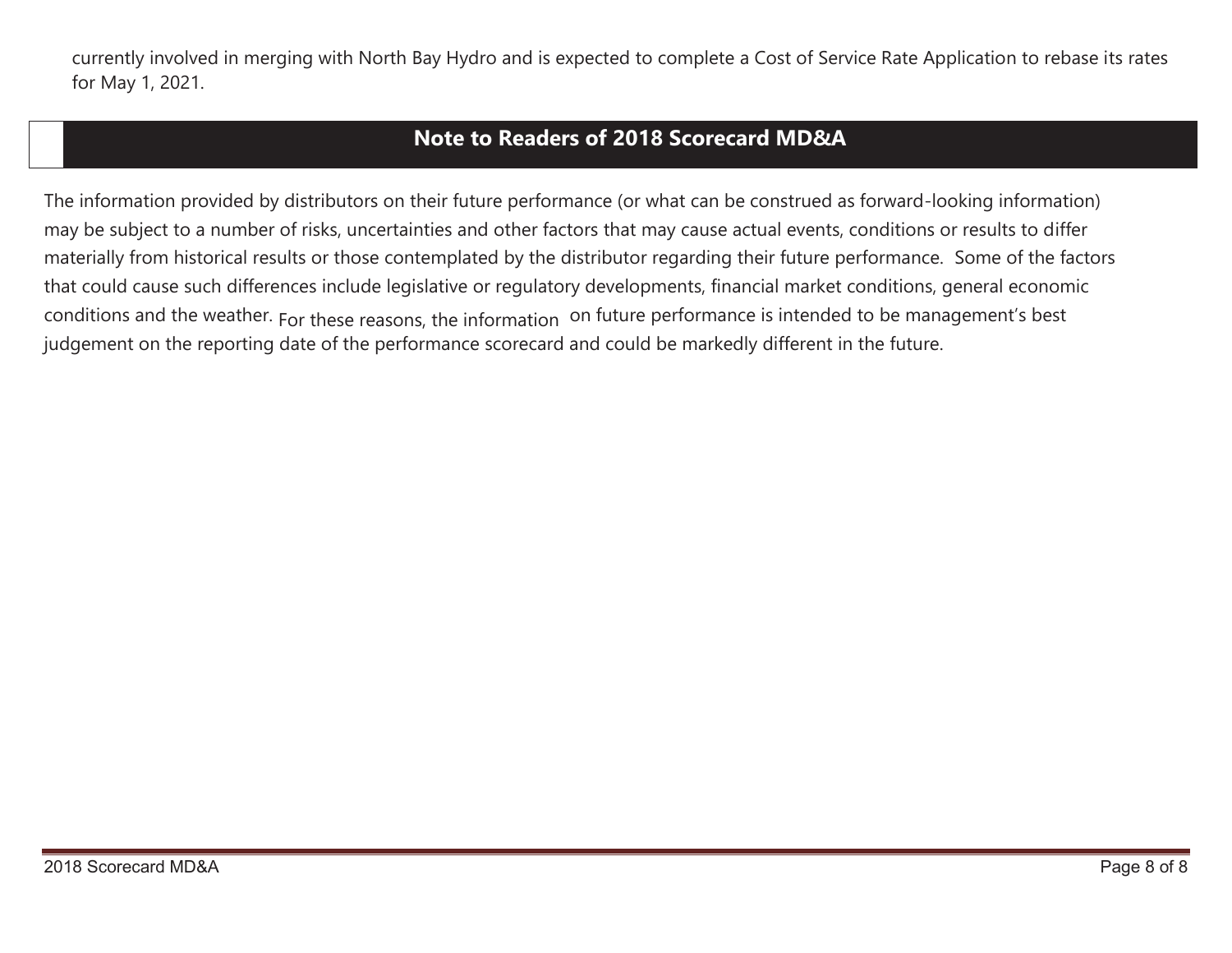currently involved in merging with North Bay Hydro and is expected to complete a Cost of Service Rate Application to rebase its rates for May 1, 2021.

## Note to Readers of 2018 Scorecard MD&A

The information provided by distributors on their future performance (or what can be construed as forward-looking information) may be subject to a number of risks, uncertainties and other factors that may cause actual events, conditions or results to differ materially from historical results or those contemplated by the distributor regarding their future performance. Some of the factors that could cause such differences include legislative or regulatory developments, financial market conditions, general economic conditions and the weather. For these reasons, the information on future performance is intended to be management's best judgement on the reporting date of the performance scorecard and could be markedly different in the future.